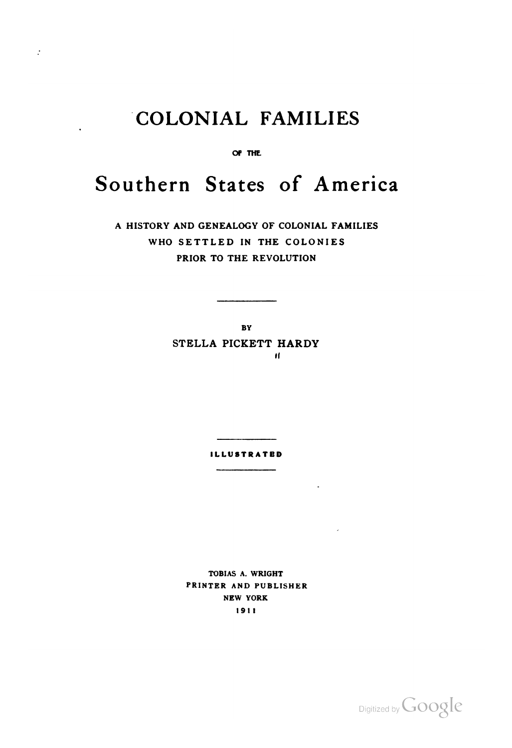# COLONIAL FAMILIES

OF THE

# Southern States of America

A HISTORY AND GENEALOGY OF COLONIAL FAMILIES
WHO SETTLED IN THE COLONIES
PRIOR TO THE REVOLUTION

---

BY
STELLA PICKETT HARDY

---

ILLUSTRATED

---

TOBIAS A. WRIGHT
PRINTER AND PUBLISHER
NEW YORK
1911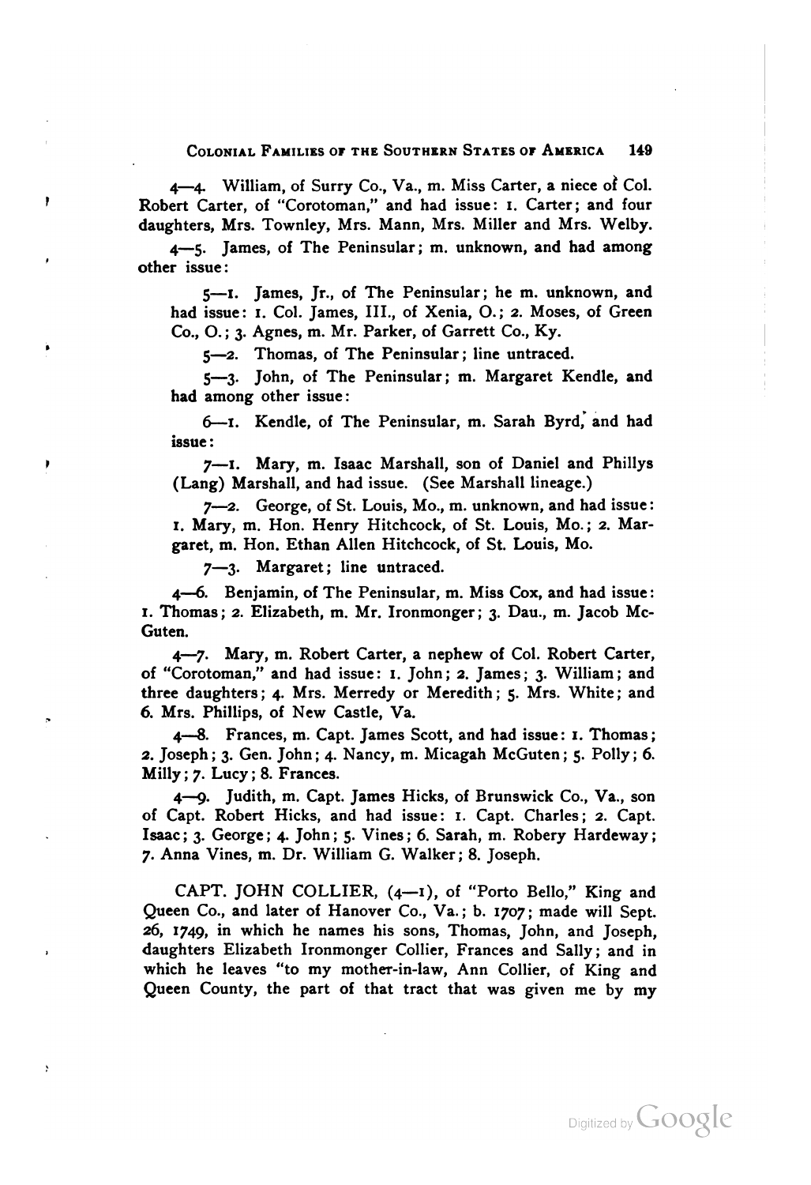4—4. William, of Surry Co., Va., m. Miss Carter, a niece of Col. Robert Carter, of "Corotoman," and had issue: 1. Carter; and four daughters, Mrs. Townley, Mrs. Mann, Mrs. Miller and Mrs. Welby.

4—5. James, of The Peninsular; m. unknown, and had among other issue:

5—1. James, Jr., of The Peninsular; he m. unknown, and had issue: 1. Col. James, III., of Xenia, O.; 2. Moses, of Green Co., O.; 3. Agnes, m. Mr. Parker, of Garrett Co., Ky.

5—2. Thomas, of The Peninsular; line untraced.

5—3. John, of The Peninsular; m. Margaret Kendle, and had among other issue:

6—1. Kendle, of The Peninsular, m. Sarah Byrd, and had issue:

7—1. Mary, m. Isaac Marshall, son of Daniel and Phillys (Lang) Marshall, and had issue. (See Marshall lineage.)

7—2. George, of St. Louis, Mo., m. unknown, and had issue: 1. Mary, m. Hon. Henry Hitchcock, of St. Louis, Mo.; 2. Margaret, m. Hon. Ethan Allen Hitchcock, of St. Louis, Mo.

7—3. Margaret; line untraced.

4—6. Benjamin, of The Peninsular, m. Miss Cox, and had issue: 1. Thomas; 2. Elizabeth, m. Mr. Ironmonger; 3. Dau., m. Jacob McGuten.

4—7. Mary, m. Robert Carter, a nephew of Col. Robert Carter, of "Corotoman," and had issue: 1. John; 2. James; 3. William; and three daughters; 4. Mrs. Merredy or Meredith; 5. Mrs. White; and 6. Mrs. Phillips, of New Castle, Va.

4—8. Frances, m. Capt. James Scott, and had issue: 1. Thomas; 2. Joseph; 3. Gen. John; 4. Nancy, m. Micagah McGuten; 5. Polly; 6. Milly; 7. Lucy; 8. Frances.

4—9. Judith, m. Capt. James Hicks, of Brunswick Co., Va., son of Capt. Robert Hicks, and had issue: 1. Capt. Charles; 2. Capt. Isaac; 3. George; 4. John; 5. Vines; 6. Sarah, m. Robery Hardeway; 7. Anna Vines, m. Dr. William G. Walker; 8. Joseph.

CAPT. JOHN COLLIER, (4—1), of "Porto Bello," King and Queen Co., and later of Hanover Co., Va.; b. 1707; made will Sept. 26, 1749, in which he names his sons, Thomas, John, and Joseph, daughters Elizabeth Ironmonger Collier, Frances and Sally; and in which he leaves "to my mother-in-law, Ann Collier, of King and Queen County, the part of that tract that was given me by my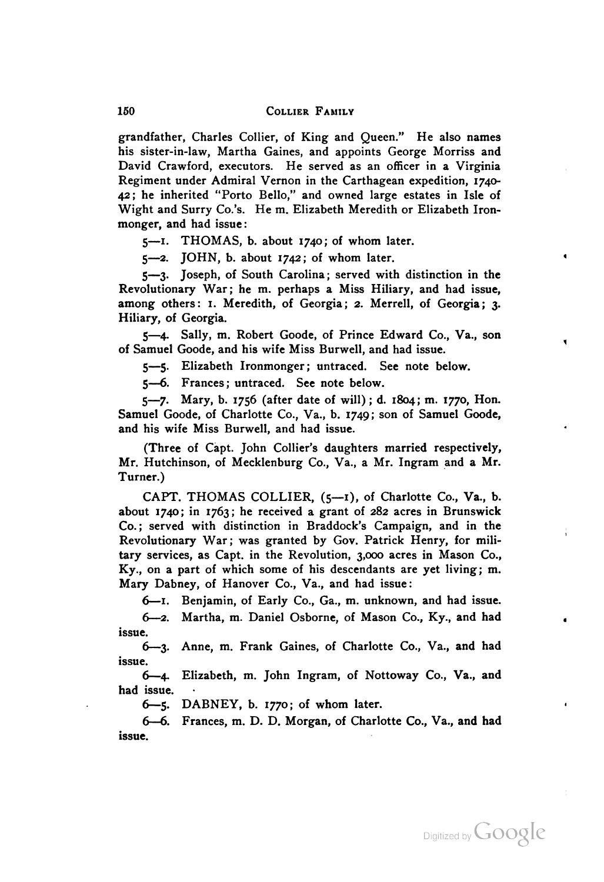grandfather, Charles Collier, of King and Queen." He also names his sister-in-law, Martha Gaines, and appoints George Morriss and David Crawford, executors. He served as an officer in a Virginia Regiment under Admiral Vernon in the Carthagean expedition, 1740-42; he inherited "Porto Bello," and owned large estates in Isle of Wight and Surry Co.'s. He m. Elizabeth Meredith or Elizabeth Ironmonger, and had issue:

5—1. THOMAS, b. about 1740; of whom later.

5—2. JOHN, b. about 1742; of whom later.

5—3. Joseph, of South Carolina; served with distinction in the Revolutionary War; he m. perhaps a Miss Hiliary, and had issue, among others: 1. Meredith, of Georgia; 2. Merrell, of Georgia; 3. Hiliary, of Georgia.

5—4. Sally, m. Robert Goode, of Prince Edward Co., Va., son of Samuel Goode, and his wife Miss Burwell, and had issue.

5—5. Elizabeth Ironmonger; untraced. See note below.

5—6. Frances; untraced. See note below.

5—7. Mary, b. 1756 (after date of will); d. 1804; m. 1770, Hon. Samuel Goode, of Charlotte Co., Va., b. 1749; son of Samuel Goode, and his wife Miss Burwell, and had issue.

(Three of Capt. John Collier's daughters married respectively, Mr. Hutchinson, of Mecklenburg Co., Va., a Mr. Ingram and a Mr. Turner.)

CAPT. THOMAS COLLIER, (5—1), of Charlotte Co., Va., b. about 1740; in 1763; he received a grant of 282 acres in Brunswick Co.; served with distinction in Braddock's Campaign, and in the Revolutionary War; was granted by Gov. Patrick Henry, for military services, as Capt. in the Revolution, 3,000 acres in Mason Co., Ky., on a part of which some of his descendants are yet living; m. Mary Dabney, of Hanover Co., Va., and had issue:

6—1. Benjamin, of Early Co., Ga., m. unknown, and had issue.

6—2. Martha, m. Daniel Osborne, of Mason Co., Ky., and had issue.

6—3. Anne, m. Frank Gaines, of Charlotte Co., Va., and had issue.

6—4. Elizabeth, m. John Ingram, of Nottoway Co., Va., and had issue.

6—5. DABNEY, b. 1770; of whom later.

6—6. Frances, m. D. D. Morgan, of Charlotte Co., Va., and had issue.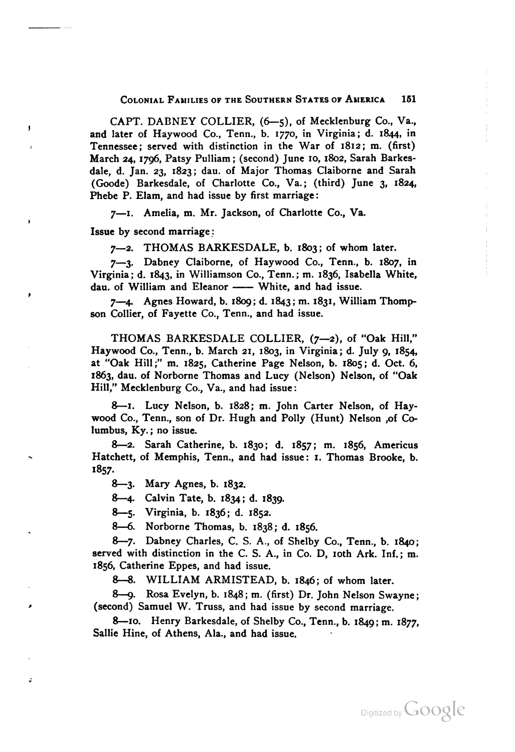CAPT. DABNEY COLLIER, (6—5), of Mecklenburg Co., Va., and later of Haywood Co., Tenn., b. 1770, in Virginia; d. 1844, in Tennessee; served with distinction in the War of 1812; m. (first) March 24, 1796, Patsy Pulliam; (second) June 10, 1802, Sarah Barkesdale, d. Jan. 23, 1823; dau. of Major Thomas Claiborne and Sarah (Goode) Barkesdale, of Charlotte Co., Va.; (third) June 3, 1824, Phebe P. Elam, and had issue by first marriage:

7—1. Amelia, m. Mr. Jackson, of Charlotte Co., Va.

Issue by second marriage:

7—2. THOMAS BARKESDALE, b. 1803; of whom later.

7—3. Dabney Claiborne, of Haywood Co., Tenn., b. 1807, in Virginia; d. 1843, in Williamson Co., Tenn.; m. 1836, Isabella White, dau. of William and Eleanor —— White, and had issue.

7—4. Agnes Howard, b. 1809; d. 1843; m. 1831, William Thompson Collier, of Fayette Co., Tenn., and had issue.

THOMAS BARKESDALE COLLIER, (7—2), of "Oak Hill," Haywood Co., Tenn., b. March 21, 1803, in Virginia; d. July 9, 1854, at "Oak Hill;" m. 1825, Catherine Page Nelson, b. 1805; d. Oct. 6, 1863, dau. of Norborne Thomas and Lucy (Nelson) Nelson, of "Oak Hill," Mecklenburg Co., Va., and had issue:

8—1. Lucy Nelson, b. 1828; m. John Carter Nelson, of Haywood Co., Tenn., son of Dr. Hugh and Polly (Hunt) Nelson ,of Columbus, Ky.; no issue.

8—2. Sarah Catherine, b. 1830; d. 1857; m. 1856, Americus Hatchett, of Memphis, Tenn., and had issue: 1. Thomas Brooke, b. 1857.

8—3. Mary Agnes, b. 1832.

8—4. Calvin Tate, b. 1834; d. 1839.

8—5. Virginia, b. 1836; d. 1852.

8—6. Norborne Thomas, b. 1838; d. 1856.

8—7. Dabney Charles, C. S. A., of Shelby Co., Tenn., b. 1840; served with distinction in the C. S. A., in Co. D, 10th Ark. Inf.; m. 1856, Catherine Eppes, and had issue.

8—8. WILLIAM ARMISTEAD, b. 1846; of whom later.

8—9. Rosa Evelyn, b. 1848; m. (first) Dr. John Nelson Swayne; (second) Samuel W. Truss, and had issue by second marriage.

8—10. Henry Barkesdale, of Shelby Co., Tenn., b. 1849; m. 1877, Sallie Hine, of Athens, Ala., and had issue.